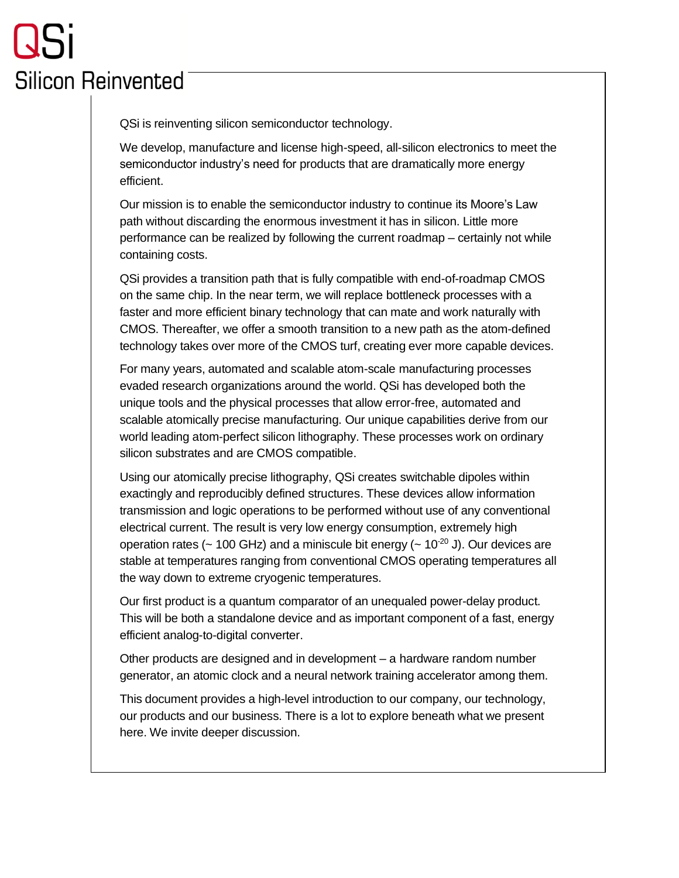# QSi

## Silicon Reinvented

QSi is reinventing silicon semiconductor technology.

We develop, manufacture and license high-speed, all-silicon electronics to meet the semiconductor industry's need for products that are dramatically more energy efficient.

Our mission is to enable the semiconductor industry to continue its Moore's Law path without discarding the enormous investment it has in silicon. Little more performance can be realized by following the current roadmap – certainly not while containing costs.

QSi provides a transition path that is fully compatible with end-of-roadmap CMOS on the same chip. In the near term, we will replace bottleneck processes with a faster and more efficient binary technology that can mate and work naturally with CMOS. Thereafter, we offer a smooth transition to a new path as the atom-defined technology takes over more of the CMOS turf, creating ever more capable devices.

For many years, automated and scalable atom-scale manufacturing processes evaded research organizations around the world. QSi has developed both the unique tools and the physical processes that allow error-free, automated and scalable atomically precise manufacturing. Our unique capabilities derive from our world leading atom-perfect silicon lithography. These processes work on ordinary silicon substrates and are CMOS compatible.

Using our atomically precise lithography, QSi creates switchable dipoles within exactingly and reproducibly defined structures. These devices allow information transmission and logic operations to be performed without use of any conventional electrical current. The result is very low energy consumption, extremely high operation rates (~ 100 GHz) and a miniscule bit energy (~ $10^{-20}$ J). Our devices are stable at temperatures ranging from conventional CMOS operating temperatures all the way down to extreme cryogenic temperatures.

Our first product is a quantum comparator of an unequaled power-delay product. This will be both a standalone device and as important component of a fast, energy efficient analog-to-digital converter.

Other products are designed and in development – a hardware random number generator, an atomic clock and a neural network training accelerator among them.

This document provides a high-level introduction to our company, our technology, our products and our business. There is a lot to explore beneath what we present here. We invite deeper discussion.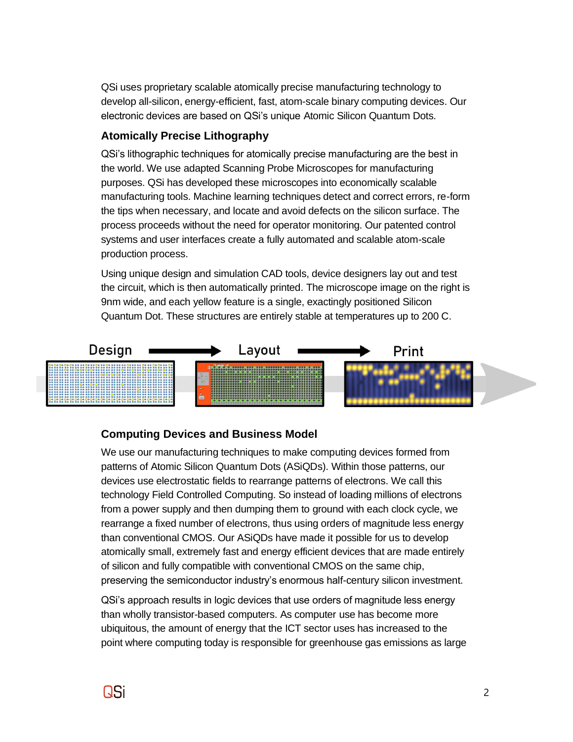QSi uses proprietary scalable atomically precise manufacturing technology to develop all-silicon, energy-efficient, fast, atom-scale binary computing devices. Our electronic devices are based on QSi's unique Atomic Silicon Quantum Dots.

### Atomically Precise Lithography

QSi's lithographic techniques for atomically precise manufacturing are the best in the world. We use adapted Scanning Probe Microscopes for manufacturing purposes. QSi has developed these microscopes into economically scalable manufacturing tools. Machine learning techniques detect and correct errors, re-form the tips when necessary, and locate and avoid defects on the silicon surface. The process proceeds without the need for operator monitoring. Our patented control systems and user interfaces create a fully automated and scalable atom-scale production process.

Using unique design and simulation CAD tools, device designers lay out and test the circuit, which is then automatically printed. The microscope image on the right is 9nm wide, and each yellow feature is a single, exactingly positioned Silicon Quantum Dot. These structures are entirely stable at temperatures up to 200 C.

Design → Layout → Print

### Computing Devices and Business Model

We use our manufacturing techniques to make computing devices formed from patterns of Atomic Silicon Quantum Dots (ASiQDs). Within those patterns, our devices use electrostatic fields to rearrange patterns of electrons. We call this technology Field Controlled Computing. So instead of loading millions of electrons from a power supply and then dumping them to ground with each clock cycle, we rearrange a fixed number of electrons, thus using orders of magnitude less energy than conventional CMOS. Our ASiQDs have made it possible for us to develop atomically small, extremely fast and energy efficient devices that are made entirely of silicon and fully compatible with conventional CMOS on the same chip, preserving the semiconductor industry's enormous half-century silicon investment.

QSi's approach results in logic devices that use orders of magnitude less energy than wholly transistor-based computers. As computer use has become more ubiquitous, the amount of energy that the ICT sector uses has increased to the point where computing today is responsible for greenhouse gas emissions as large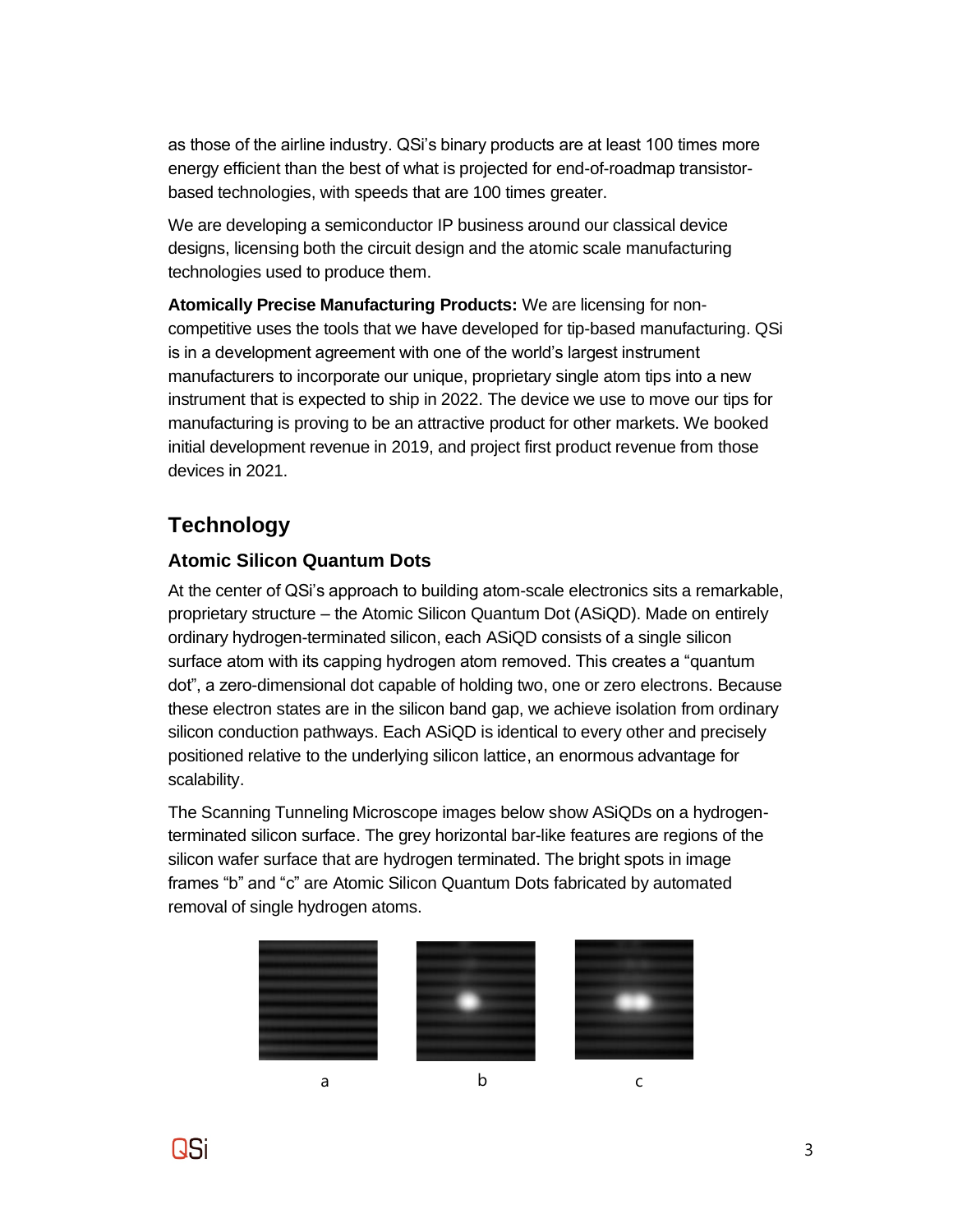as those of the airline industry. QSi's binary products are at least 100 times more energy efficient than the best of what is projected for end-of-roadmap transistor-based technologies, with speeds that are 100 times greater.

We are developing a semiconductor IP business around our classical device designs, licensing both the circuit design and the atomic scale manufacturing technologies used to produce them.

**Atomically Precise Manufacturing Products:** We are licensing for non-competitive uses the tools that we have developed for tip-based manufacturing. QSi is in a development agreement with one of the world's largest instrument manufacturers to incorporate our unique, proprietary single atom tips into a new instrument that is expected to ship in 2022. The device we use to move our tips for manufacturing is proving to be an attractive product for other markets. We booked initial development revenue in 2019, and project first product revenue from those devices in 2021.

## Technology

### Atomic Silicon Quantum Dots

At the center of QSi's approach to building atom-scale electronics sits a remarkable, proprietary structure – the Atomic Silicon Quantum Dot (ASiQD). Made on entirely ordinary hydrogen-terminated silicon, each ASiQD consists of a single silicon surface atom with its capping hydrogen atom removed. This creates a "quantum dot", a zero-dimensional dot capable of holding two, one or zero electrons. Because these electron states are in the silicon band gap, we achieve isolation from ordinary silicon conduction pathways. Each ASiQD is identical to every other and precisely positioned relative to the underlying silicon lattice, an enormous advantage for scalability.

The Scanning Tunneling Microscope images below show ASiQDs on a hydrogen-terminated silicon surface. The grey horizontal bar-like features are regions of the silicon wafer surface that are hydrogen terminated. The bright spots in image frames "b" and "c" are Atomic Silicon Quantum Dots fabricated by automated removal of single hydrogen atoms.

a b c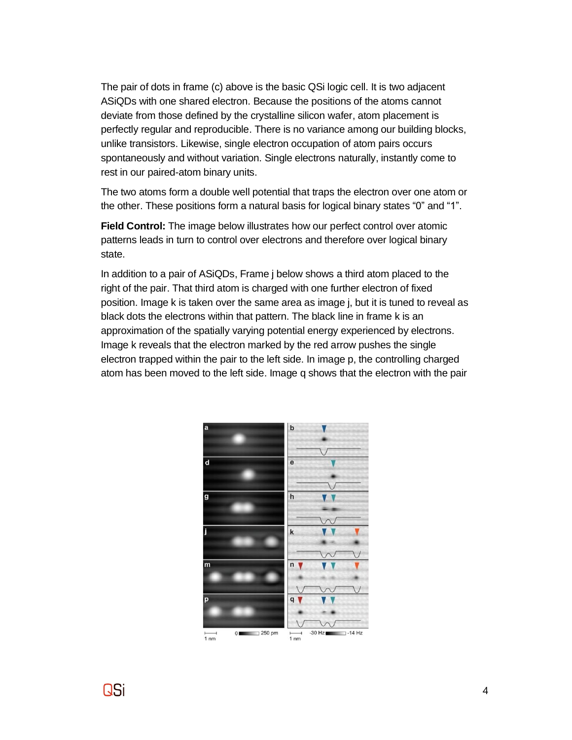The pair of dots in frame (c) above is the basic QSi logic cell. It is two adjacent ASiQDs with one shared electron. Because the positions of the atoms cannot deviate from those defined by the crystalline silicon wafer, atom placement is perfectly regular and reproducible. There is no variance among our building blocks, unlike transistors. Likewise, single electron occupation of atom pairs occurs spontaneously and without variation. Single electrons naturally, instantly come to rest in our paired-atom binary units.

The two atoms form a double well potential that traps the electron over one atom or the other. These positions form a natural basis for logical binary states "0" and "1".

**Field Control:** The image below illustrates how our perfect control over atomic patterns leads in turn to control over electrons and therefore over logical binary state.

In addition to a pair of ASiQDs, Frame j below shows a third atom placed to the right of the pair. That third atom is charged with one further electron of fixed position. Image k is taken over the same area as image j, but it is tuned to reveal as black dots the electrons within that pattern. The black line in frame k is an approximation of the spatially varying potential energy experienced by electrons. Image k reveals that the electron marked by the red arrow pushes the single electron trapped within the pair to the left side. In image p, the controlling charged atom has been moved to the left side. Image q shows that the electron with the pair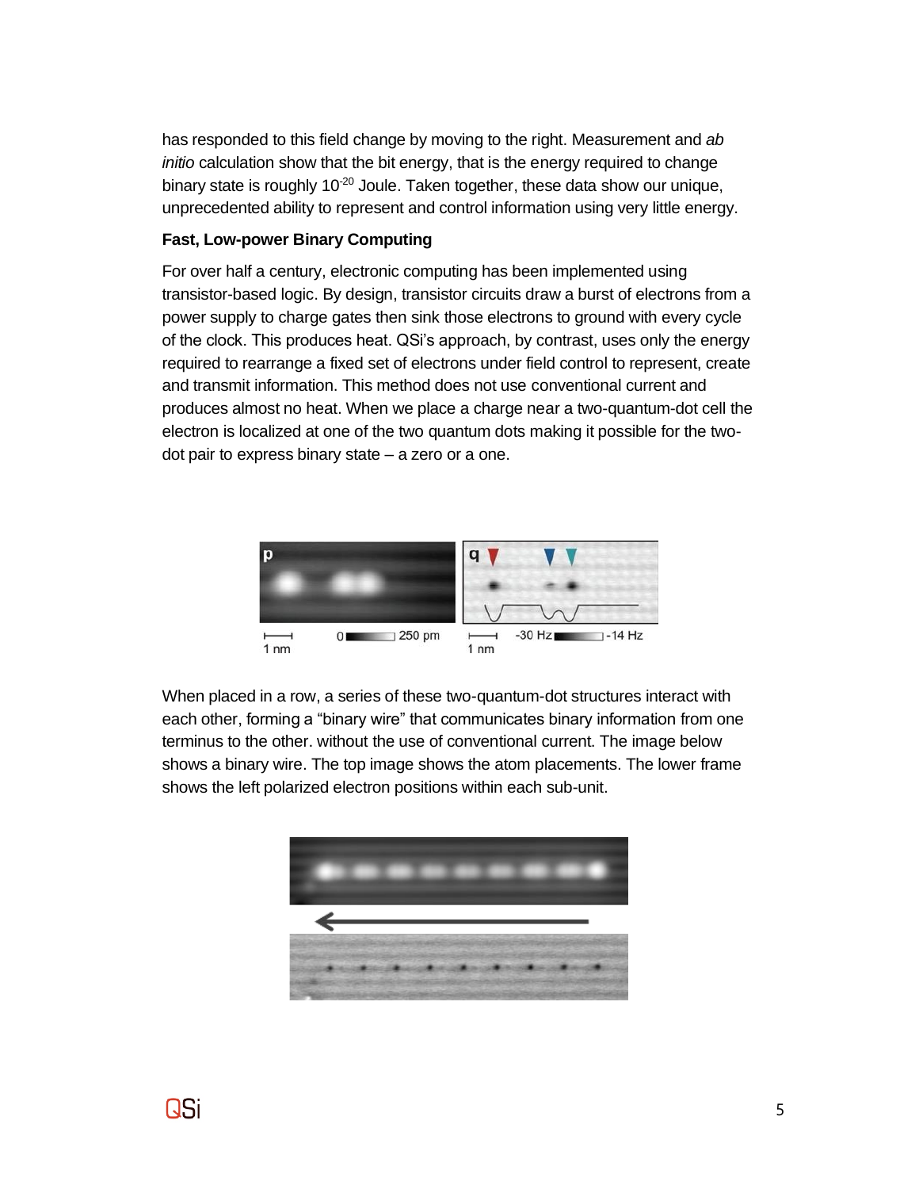has responded to this field change by moving to the right. Measurement and *ab initio* calculation show that the bit energy, that is the energy required to change binary state is roughly $10^{-20}$ Joule. Taken together, these data show our unique, unprecedented ability to represent and control information using very little energy.

**Fast, Low-power Binary Computing**

For over half a century, electronic computing has been implemented using transistor-based logic. By design, transistor circuits draw a burst of electrons from a power supply to charge gates then sink those electrons to ground with every cycle of the clock. This produces heat. QSi's approach, by contrast, uses only the energy required to rearrange a fixed set of electrons under field control to represent, create and transmit information. This method does not use conventional current and produces almost no heat. When we place a charge near a two-quantum-dot cell the electron is localized at one of the two quantum dots making it possible for the two-dot pair to express binary state – a zero or a one.

When placed in a row, a series of these two-quantum-dot structures interact with each other, forming a "binary wire" that communicates binary information from one terminus to the other. without the use of conventional current. The image below shows a binary wire. The top image shows the atom placements. The lower frame shows the left polarized electron positions within each sub-unit.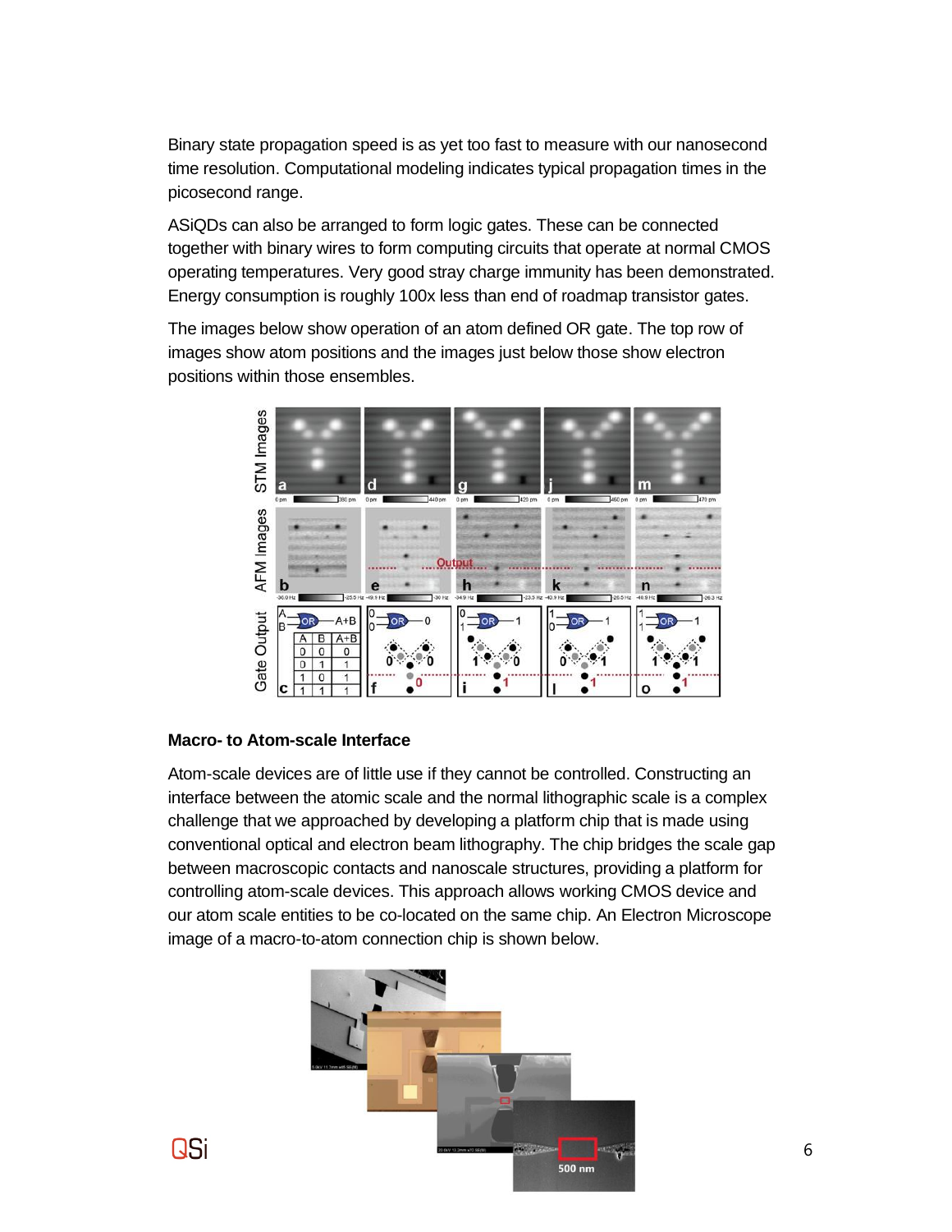Binary state propagation speed is as yet too fast to measure with our nanosecond time resolution. Computational modeling indicates typical propagation times in the picosecond range.

ASiQDs can also be arranged to form logic gates. These can be connected together with binary wires to form computing circuits that operate at normal CMOS operating temperatures. Very good stray charge immunity has been demonstrated. Energy consumption is roughly 100x less than end of roadmap transistor gates.

The images below show operation of an atom defined OR gate. The top row of images show atom positions and the images just below those show electron positions within those ensembles.

## Macro- to Atom-scale Interface

Atom-scale devices are of little use if they cannot be controlled. Constructing an interface between the atomic scale and the normal lithographic scale is a complex challenge that we approached by developing a platform chip that is made using conventional optical and electron beam lithography. The chip bridges the scale gap between macroscopic contacts and nanoscale structures, providing a platform for controlling atom-scale devices. This approach allows working CMOS device and our atom scale entities to be co-located on the same chip. An Electron Microscope image of a macro-to-atom connection chip is shown below.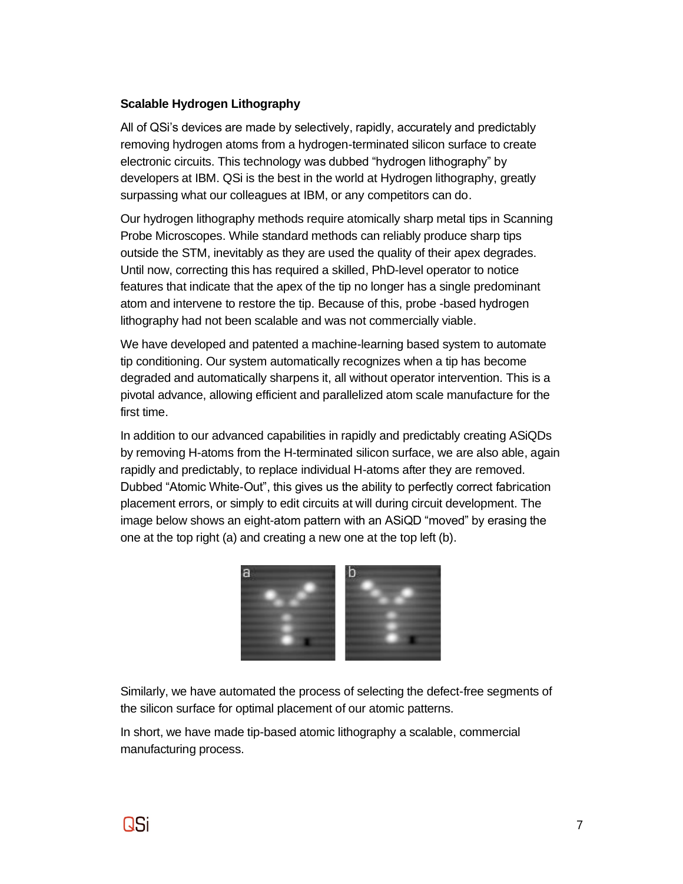### Scalable Hydrogen Lithography

All of QSi's devices are made by selectively, rapidly, accurately and predictably removing hydrogen atoms from a hydrogen-terminated silicon surface to create electronic circuits. This technology was dubbed "hydrogen lithography" by developers at IBM. QSi is the best in the world at Hydrogen lithography, greatly surpassing what our colleagues at IBM, or any competitors can do.

Our hydrogen lithography methods require atomically sharp metal tips in Scanning Probe Microscopes. While standard methods can reliably produce sharp tips outside the STM, inevitably as they are used the quality of their apex degrades. Until now, correcting this has required a skilled, PhD-level operator to notice features that indicate that the apex of the tip no longer has a single predominant atom and intervene to restore the tip. Because of this, probe -based hydrogen lithography had not been scalable and was not commercially viable.

We have developed and patented a machine-learning based system to automate tip conditioning. Our system automatically recognizes when a tip has become degraded and automatically sharpens it, all without operator intervention. This is a pivotal advance, allowing efficient and parallelized atom scale manufacture for the first time.

In addition to our advanced capabilities in rapidly and predictably creating ASiQDs by removing H-atoms from the H-terminated silicon surface, we are also able, again rapidly and predictably, to replace individual H-atoms after they are removed. Dubbed "Atomic White-Out", this gives us the ability to perfectly correct fabrication placement errors, or simply to edit circuits at will during circuit development. The image below shows an eight-atom pattern with an ASiQD "moved" by erasing the one at the top right (a) and creating a new one at the top left (b).

Similarly, we have automated the process of selecting the defect-free segments of the silicon surface for optimal placement of our atomic patterns.

In short, we have made tip-based atomic lithography a scalable, commercial manufacturing process.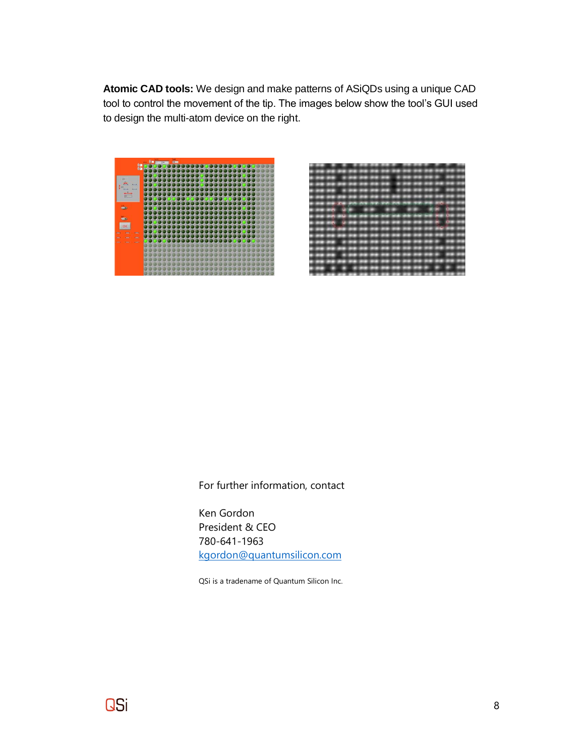**Atomic CAD tools:** We design and make patterns of ASiQDs using a unique CAD tool to control the movement of the tip. The images below show the tool's GUI used to design the multi-atom device on the right.

For further information, contact

Ken Gordon
President & CEO
780-641-1963
[kgordon@quantumsilicon.com](mailto:kgordon@quantumsilicon.com)

QSi is a tradename of Quantum Silicon Inc.